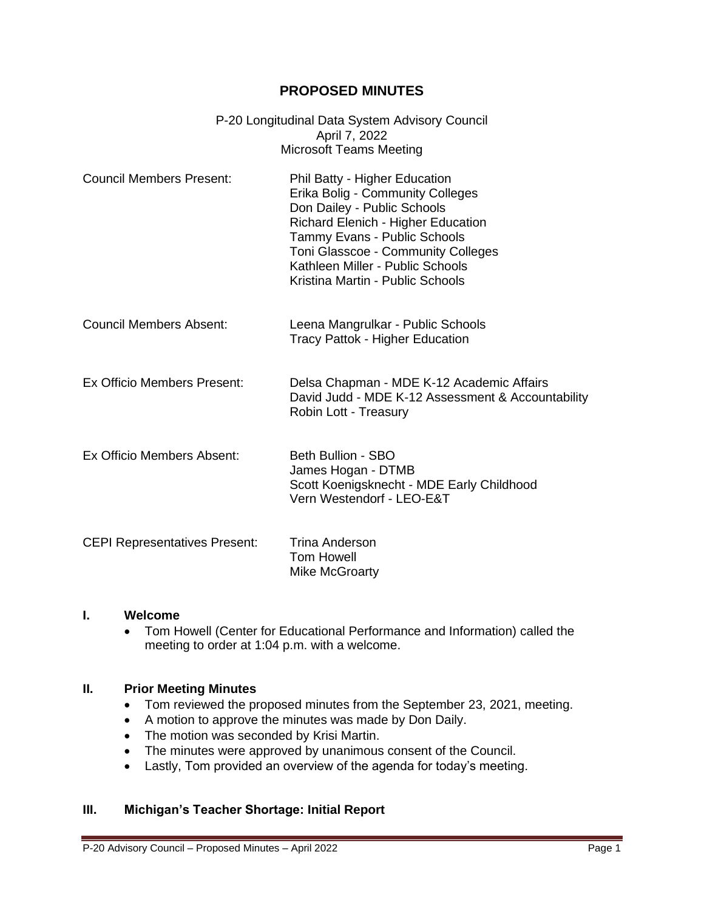# PROPOSED MINUTES

P-20 Longitudinal Data System Advisory Council
April 7, 2022
Microsoft Teams Meeting

| | |
|---|---|
| Council Members Present: | Phil Batty - Higher Education<br>Erika Bolig - Community Colleges<br>Don Dailey - Public Schools<br>Richard Elenich - Higher Education<br>Tammy Evans - Public Schools<br>Toni Glasscoe - Community Colleges<br>Kathleen Miller - Public Schools<br>Kristina Martin - Public Schools |
| Council Members Absent: | Leena Mangrulkar - Public Schools<br>Tracy Pattok - Higher Education |
| Ex Officio Members Present: | Delsa Chapman - MDE K-12 Academic Affairs<br>David Judd - MDE K-12 Assessment & Accountability<br>Robin Lott - Treasury |
| Ex Officio Members Absent: | Beth Bullion - SBO<br>James Hogan - DTMB<br>Scott Koenigsknecht - MDE Early Childhood<br>Vern Westendorf - LEO-E&T |
| CEPI Representatives Present: | Trina Anderson<br>Tom Howell<br>Mike McGroarty |

## I. Welcome

- Tom Howell (Center for Educational Performance and Information) called the meeting to order at 1:04 p.m. with a welcome.

## II. Prior Meeting Minutes

- Tom reviewed the proposed minutes from the September 23, 2021, meeting.
- A motion to approve the minutes was made by Don Daily.
- The motion was seconded by Krisi Martin.
- The minutes were approved by unanimous consent of the Council.
- Lastly, Tom provided an overview of the agenda for today's meeting.

## III. Michigan's Teacher Shortage: Initial Report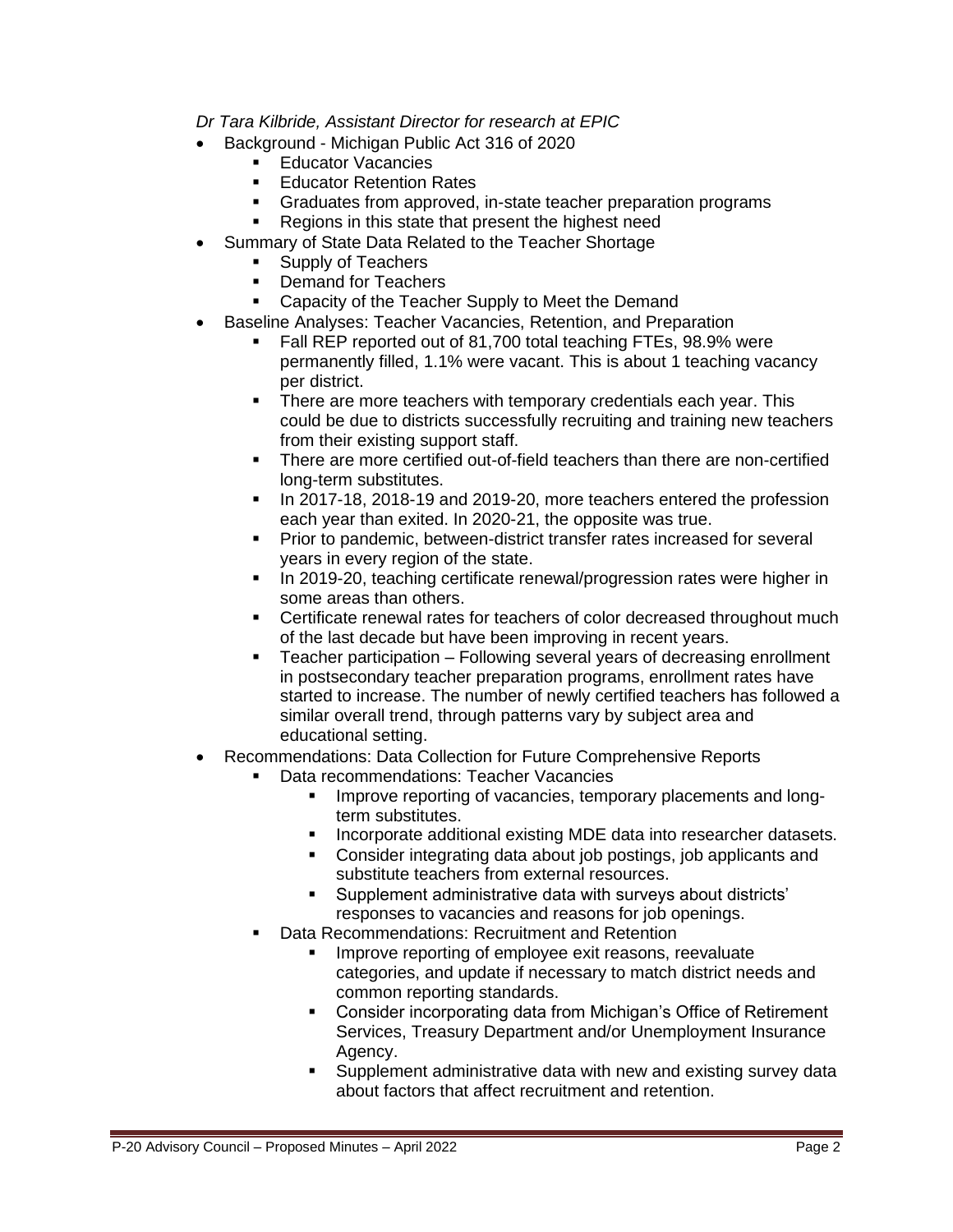*Dr Tara Kilbride, Assistant Director for research at EPIC*

- Background - Michigan Public Act 316 of 2020
  - Educator Vacancies
  - Educator Retention Rates
  - Graduates from approved, in-state teacher preparation programs
  - Regions in this state that present the highest need
- Summary of State Data Related to the Teacher Shortage
  - Supply of Teachers
  - Demand for Teachers
  - Capacity of the Teacher Supply to Meet the Demand
- Baseline Analyses: Teacher Vacancies, Retention, and Preparation
  - Fall REP reported out of 81,700 total teaching FTEs, 98.9% were permanently filled, 1.1% were vacant. This is about 1 teaching vacancy per district.
  - There are more teachers with temporary credentials each year. This could be due to districts successfully recruiting and training new teachers from their existing support staff.
  - There are more certified out-of-field teachers than there are non-certified long-term substitutes.
  - In 2017-18, 2018-19 and 2019-20, more teachers entered the profession each year than exited. In 2020-21, the opposite was true.
  - Prior to pandemic, between-district transfer rates increased for several years in every region of the state.
  - In 2019-20, teaching certificate renewal/progression rates were higher in some areas than others.
  - Certificate renewal rates for teachers of color decreased throughout much of the last decade but have been improving in recent years.
  - Teacher participation – Following several years of decreasing enrollment in postsecondary teacher preparation programs, enrollment rates have started to increase. The number of newly certified teachers has followed a similar overall trend, through patterns vary by subject area and educational setting.
- Recommendations: Data Collection for Future Comprehensive Reports
  - Data recommendations: Teacher Vacancies
    - Improve reporting of vacancies, temporary placements and long-term substitutes.
    - Incorporate additional existing MDE data into researcher datasets.
    - Consider integrating data about job postings, job applicants and substitute teachers from external resources.
    - Supplement administrative data with surveys about districts' responses to vacancies and reasons for job openings.
  - Data Recommendations: Recruitment and Retention
    - Improve reporting of employee exit reasons, reevaluate categories, and update if necessary to match district needs and common reporting standards.
    - Consider incorporating data from Michigan's Office of Retirement Services, Treasury Department and/or Unemployment Insurance Agency.
    - Supplement administrative data with new and existing survey data about factors that affect recruitment and retention.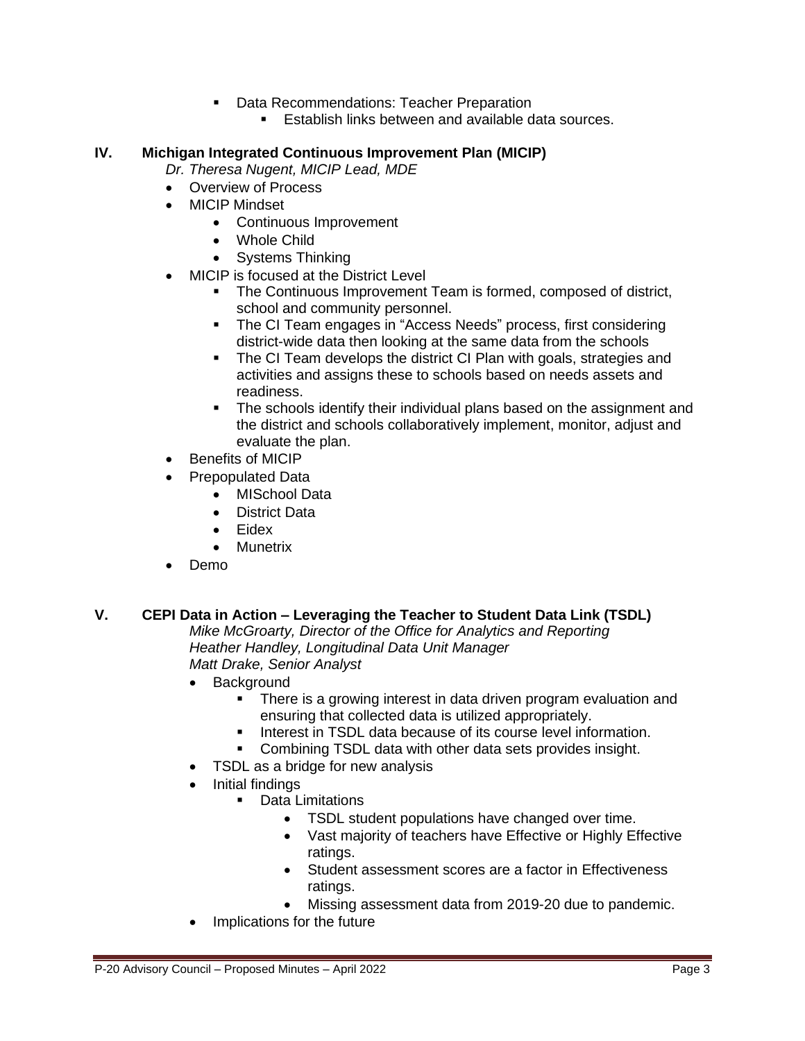- Data Recommendations: Teacher Preparation
    - Establish links between and available data sources.

## IV. Michigan Integrated Continuous Improvement Plan (MICIP)

*Dr. Theresa Nugent, MICIP Lead, MDE*

- Overview of Process
- MICIP Mindset
    - Continuous Improvement
    - Whole Child
    - Systems Thinking
- MICIP is focused at the District Level
    - The Continuous Improvement Team is formed, composed of district, school and community personnel.
    - The CI Team engages in "Access Needs" process, first considering district-wide data then looking at the same data from the schools
    - The CI Team develops the district CI Plan with goals, strategies and activities and assigns these to schools based on needs assets and readiness.
    - The schools identify their individual plans based on the assignment and the district and schools collaboratively implement, monitor, adjust and evaluate the plan.
- Benefits of MICIP
- Prepopulated Data
    - MISchool Data
    - District Data
    - Eidex
    - Munetrix
- Demo

## V. CEPI Data in Action – Leveraging the Teacher to Student Data Link (TSDL)

*Mike McGroarty, Director of the Office for Analytics and Reporting*
*Heather Handley, Longitudinal Data Unit Manager*
*Matt Drake, Senior Analyst*

- Background
    - There is a growing interest in data driven program evaluation and ensuring that collected data is utilized appropriately.
    - Interest in TSDL data because of its course level information.
    - Combining TSDL data with other data sets provides insight.
- TSDL as a bridge for new analysis
- Initial findings
    - Data Limitations
        - TSDL student populations have changed over time.
        - Vast majority of teachers have Effective or Highly Effective ratings.
        - Student assessment scores are a factor in Effectiveness ratings.
        - Missing assessment data from 2019-20 due to pandemic.
- Implications for the future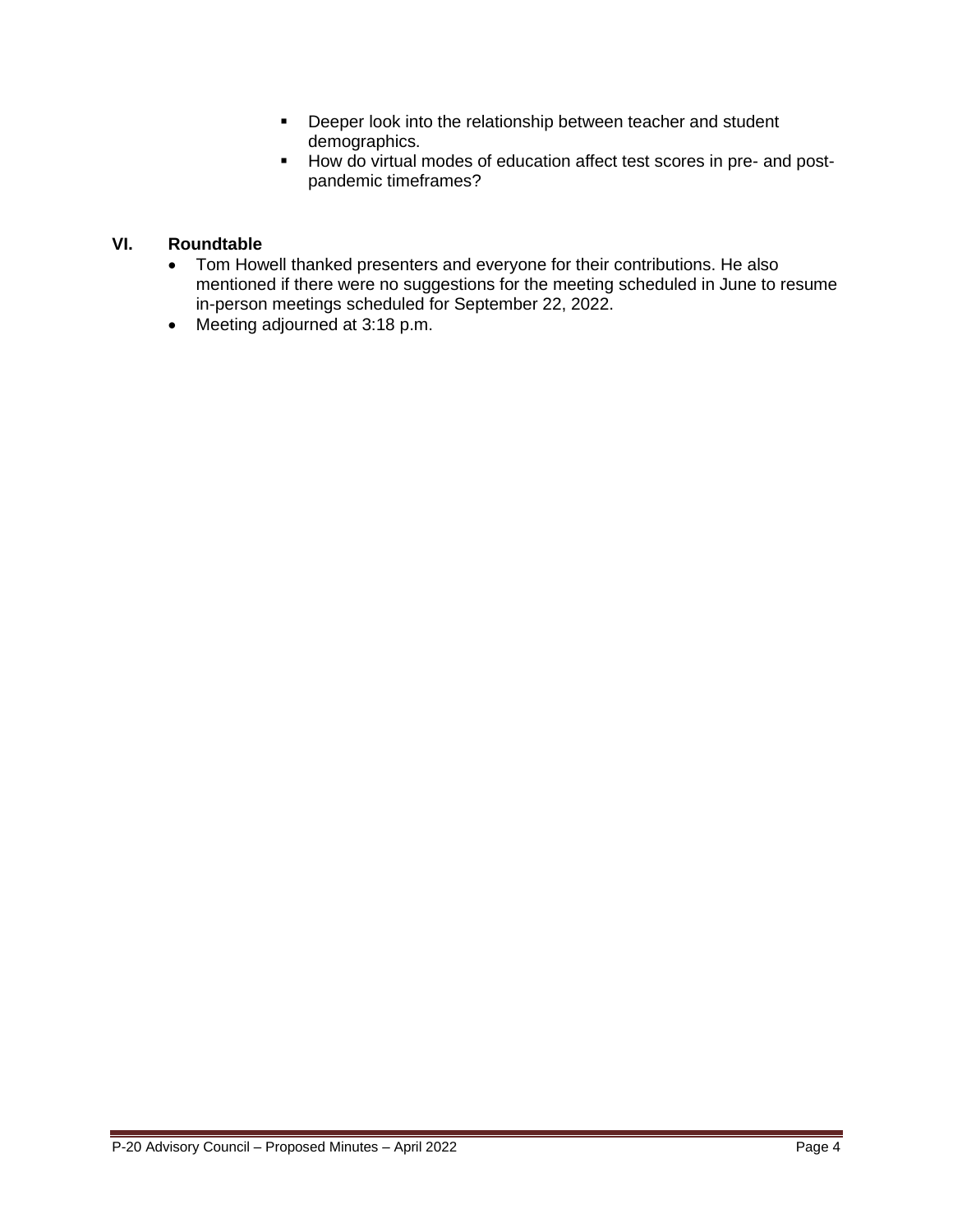- Deeper look into the relationship between teacher and student demographics.
- How do virtual modes of education affect test scores in pre- and post-pandemic timeframes?

## VI. Roundtable

- Tom Howell thanked presenters and everyone for their contributions. He also mentioned if there were no suggestions for the meeting scheduled in June to resume in-person meetings scheduled for September 22, 2022.
- Meeting adjourned at 3:18 p.m.